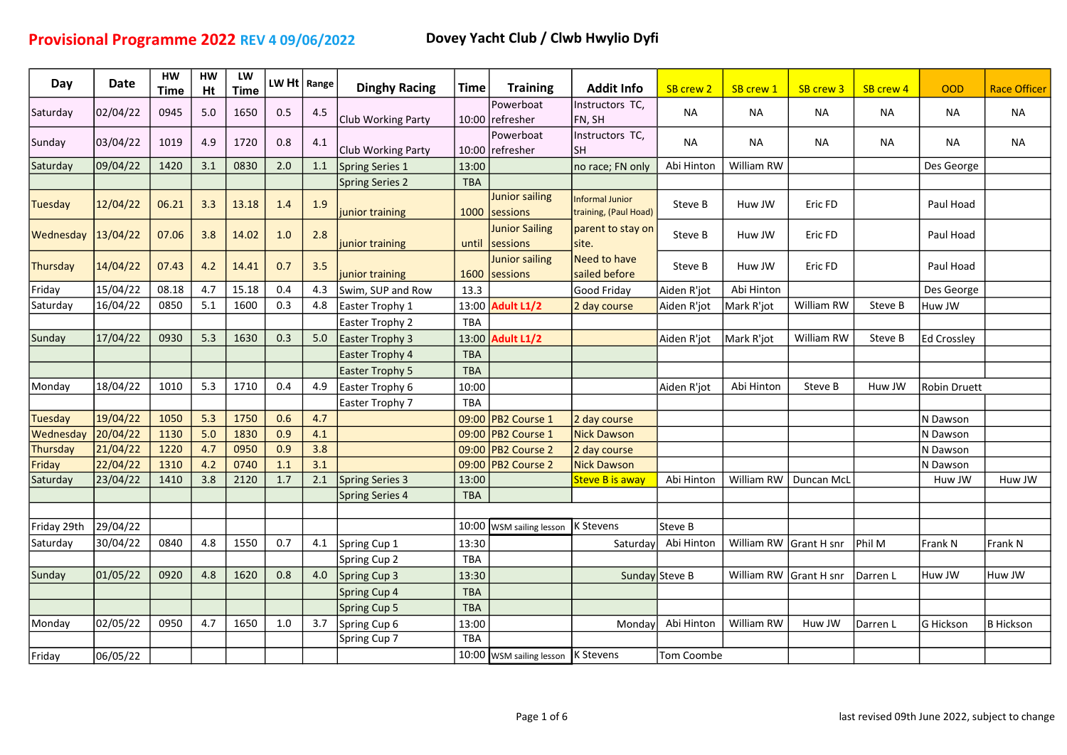# Provisional Programme 2022 REV 4 09/06/2022

## Dovey Yacht Club / Clwb Hwylio Dyfi

| Day | Date | HW Time | HW Ht | LW Time | LW Ht | Range | Dinghy Racing | Time | Training | Addit Info | SB crew 2 | SB crew 1 | SB crew 3 | SB crew 4 | OOD | Race Officer |
|---|---|---|---|---|---|---|---|---|---|---|---|---|---|---|---|---|
| Saturday | 02/04/22 | 0945 | 5.0 | 1650 | 0.5 | 4.5 | Club Working Party | 10:00 | Powerboat refresher | Instructors TC, FN, SH | NA | NA | NA | NA | NA | NA |
| Sunday | 03/04/22 | 1019 | 4.9 | 1720 | 0.8 | 4.1 | Club Working Party | 10:00 | Powerboat refresher | Instructors TC, SH | NA | NA | NA | NA | NA | NA |
| Saturday | 09/04/22 | 1420 | 3.1 | 0830 | 2.0 | 1.1 | Spring Series 1 | 13:00 | | no race; FN only | Abi Hinton | William RW | | | Des George | |
| | | | | | | | Spring Series 2 | TBA | | | | | | | | |
| Tuesday | 12/04/22 | 06.21 | 3.3 | 13.18 | 1.4 | 1.9 | junior training | 1000 | Junior sailing sessions | Informal Junior training, (Paul Hoad) | Steve B | Huw JW | Eric FD | | Paul Hoad | |
| Wednesday | 13/04/22 | 07.06 | 3.8 | 14.02 | 1.0 | 2.8 | junior training | until | Junior Sailing sessions | parent to stay on site. | Steve B | Huw JW | Eric FD | | Paul Hoad | |
| Thursday | 14/04/22 | 07.43 | 4.2 | 14.41 | 0.7 | 3.5 | junior training | 1600 | Junior sailing sessions | Need to have sailed before | Steve B | Huw JW | Eric FD | | Paul Hoad | |
| Friday | 15/04/22 | 08.18 | 4.7 | 15.18 | 0.4 | 4.3 | Swim, SUP and Row | 13.3 | | Good Friday | Aiden R'jot | Abi Hinton | | | Des George | |
| Saturday | 16/04/22 | 0850 | 5.1 | 1600 | 0.3 | 4.8 | Easter Trophy 1 | 13:00 | Adult L1/2 | 2 day course | Aiden R'jot | Mark R'jot | William RW | Steve B | Huw JW | |
| | | | | | | | Easter Trophy 2 | TBA | | | | | | | | |
| Sunday | 17/04/22 | 0930 | 5.3 | 1630 | 0.3 | 5.0 | Easter Trophy 3 | 13:00 | Adult L1/2 | | Aiden R'jot | Mark R'jot | William RW | Steve B | Ed Crossley | |
| | | | | | | | Easter Trophy 4 | TBA | | | | | | | | |
| | | | | | | | Easter Trophy 5 | TBA | | | | | | | | |
| Monday | 18/04/22 | 1010 | 5.3 | 1710 | 0.4 | 4.9 | Easter Trophy 6 | 10:00 | | | Aiden R'jot | Abi Hinton | Steve B | Huw JW | Robin Druett | |
| | | | | | | | Easter Trophy 7 | TBA | | | | | | | | |
| Tuesday | 19/04/22 | 1050 | 5.3 | 1750 | 0.6 | 4.7 | | 09:00 | PB2 Course 1 | 2 day course | | | | | N Dawson | |
| Wednesday | 20/04/22 | 1130 | 5.0 | 1830 | 0.9 | 4.1 | | 09:00 | PB2 Course 1 | Nick Dawson | | | | | N Dawson | |
| Thursday | 21/04/22 | 1220 | 4.7 | 0950 | 0.9 | 3.8 | | 09:00 | PB2 Course 2 | 2 day course | | | | | N Dawson | |
| Friday | 22/04/22 | 1310 | 4.2 | 0740 | 1.1 | 3.1 | | 09:00 | PB2 Course 2 | Nick Dawson | | | | | N Dawson | |
| Saturday | 23/04/22 | 1410 | 3.8 | 2120 | 1.7 | 2.1 | Spring Series 3 | 13:00 | | Steve B is away | Abi Hinton | William RW | Duncan McL | | Huw JW | Huw JW |
| | | | | | | | Spring Series 4 | TBA | | | | | | | | |
| | | | | | | | | | | | | | | | | |
| Friday 29th | 29/04/22 | | | | | | | 10:00 | WSM sailing lesson | K Stevens | Steve B | | | | | |
| Saturday | 30/04/22 | 0840 | 4.8 | 1550 | 0.7 | 4.1 | Spring Cup 1 | 13:30 | | Saturday | Abi Hinton | William RW | Grant H snr | Phil M | Frank N | Frank N |
| | | | | | | | Spring Cup 2 | TBA | | | | | | | | |
| Sunday | 01/05/22 | 0920 | 4.8 | 1620 | 0.8 | 4.0 | Spring Cup 3 | 13:30 | | Sunday | Steve B | William RW | Grant H snr | Darren L | Huw JW | Huw JW |
| | | | | | | | Spring Cup 4 | TBA | | | | | | | | |
| | | | | | | | Spring Cup 5 | TBA | | | | | | | | |
| Monday | 02/05/22 | 0950 | 4.7 | 1650 | 1.0 | 3.7 | Spring Cup 6 | 13:00 | | Monday | Abi Hinton | William RW | Huw JW | Darren L | G Hickson | B Hickson |
| | | | | | | | Spring Cup 7 | TBA | | | | | | | | |
| Friday | 06/05/22 | | | | | | | 10:00 | WSM sailing lesson | K Stevens | Tom Coombe | | | | | |

last revised 09th June 2022, subject to change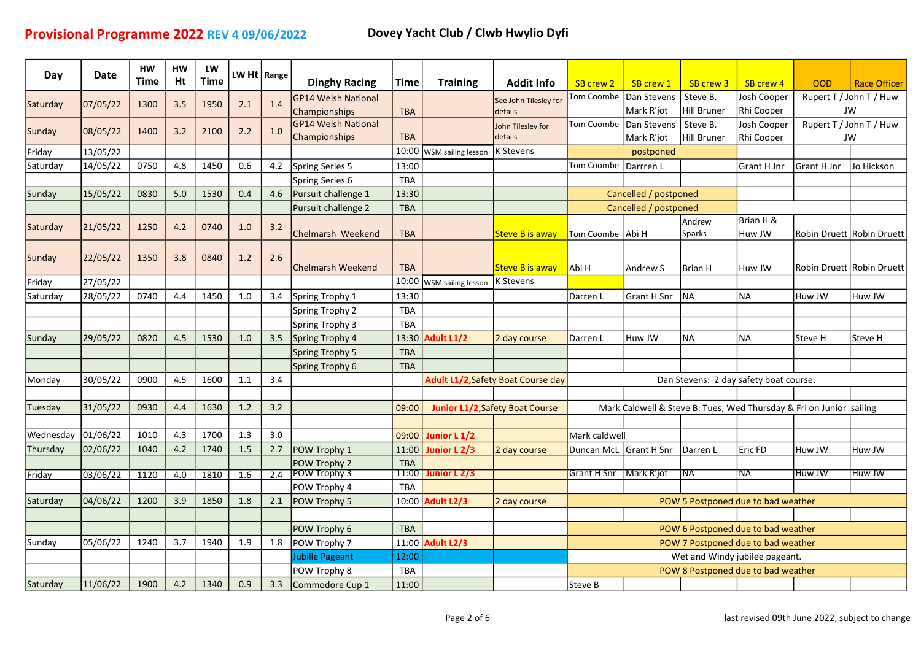# Provisional Programme 2022 REV 4 09/06/2022

## Dovey Yacht Club / Clwb Hwylio Dyfi

| Day | Date | HW Time | HW Ht | LW Time | LW Ht | Range | Dinghy Racing | Time | Training | Addit Info | SB crew 2 | SB crew 1 | SB crew 3 | SB crew 4 | OOD | Race Officer |
|---|---|---|---|---|---|---|---|---|---|---|---|---|---|---|---|---|
| Saturday | 07/05/22 | 1300 | 3.5 | 1950 | 2.1 | 1.4 | GP14 Welsh National Championships | TBA | | See John Tilesley for details | Tom Coombe | Dan Stevens Mark R'jot | Steve B. Hill Bruner | Josh Cooper Rhi Cooper | Rupert T / John T / Huw JW | |
| Sunday | 08/05/22 | 1400 | 3.2 | 2100 | 2.2 | 1.0 | GP14 Welsh National Championships | TBA | | John Tilesley for details | Tom Coombe | Dan Stevens Mark R'jot | Steve B. Hill Bruner | Josh Cooper Rhi Cooper | Rupert T / John T / Huw JW | |
| Friday | 13/05/22 | | | | | | | 10:00 | WSM sailing lesson | K Stevens | postponed | | | | | |
| Saturday | 14/05/22 | 0750 | 4.8 | 1450 | 0.6 | 4.2 | Spring Series 5 | 13:00 | | | Tom Coombe | Darrren L | | Grant H Jnr | Grant H Jnr | Jo Hickson |
| | | | | | | | Spring Series 6 | TBA | | | | | | | | |
| Sunday | 15/05/22 | 0830 | 5.0 | 1530 | 0.4 | 4.6 | Pursuit challenge 1 | 13:30 | | | Cancelled / postponed | | | | | |
| | | | | | | | Pursuit challenge 2 | TBA | | | Cancelled / postponed | | | | | |
| Saturday | 21/05/22 | 1250 | 4.2 | 0740 | 1.0 | 3.2 | Chelmarsh Weekend | TBA | | Steve B is away | Tom Coombe | Abi H | Andrew Sparks | Brian H & Huw JW | Robin Druett | Robin Druett |
| Sunday | 22/05/22 | 1350 | 3.8 | 0840 | 1.2 | 2.6 | Chelmarsh Weekend | TBA | | Steve B is away | Abi H | Andrew S | Brian H | Huw JW | Robin Druett | Robin Druett |
| Friday | 27/05/22 | | | | | | | 10:00 | WSM sailing lesson | K Stevens | | | | | | |
| Saturday | 28/05/22 | 0740 | 4.4 | 1450 | 1.0 | 3.4 | Spring Trophy 1 | 13:30 | | | Darren L | Grant H Snr | NA | NA | Huw JW | Huw JW |
| | | | | | | | Spring Trophy 2 | TBA | | | | | | | | |
| | | | | | | | Spring Trophy 3 | TBA | | | | | | | | |
| Sunday | 29/05/22 | 0820 | 4.5 | 1530 | 1.0 | 3.5 | Spring Trophy 4 | 13:30 | Adult L1/2 | 2 day course | Darren L | Huw JW | NA | NA | Steve H | Steve H |
| | | | | | | | Spring Trophy 5 | TBA | | | | | | | | |
| | | | | | | | Spring Trophy 6 | TBA | | | | | | | | |
| Monday | 30/05/22 | 0900 | 4.5 | 1600 | 1.1 | 3.4 | | | Adult L1/2,Safety Boat Course day | | Dan Stevens: 2 day safety boat course. | | | | | |
| | | | | | | | | | | | | | | | | |
| Tuesday | 31/05/22 | 0930 | 4.4 | 1630 | 1.2 | 3.2 | | 09:00 | Junior L1/2,Safety Boat Course | | Mark Caldwell & Steve B: Tues, Wed Thursday & Fri on Junior sailing | | | | | |
| | | | | | | | | | | | | | | | | |
| Wednesday | 01/06/22 | 1010 | 4.3 | 1700 | 1.3 | 3.0 | | 09:00 | Junior L 1/2 | | Mark caldwell | | | | | |
| Thursday | 02/06/22 | 1040 | 4.2 | 1740 | 1.5 | 2.7 | POW Trophy 1 | 11:00 | Junior L 2/3 | 2 day course | Duncan McL | Grant H Snr | Darren L | Eric FD | Huw JW | Huw JW |
| | | | | | | | POW Trophy 2 | TBA | | | | | | | | |
| Friday | 03/06/22 | 1120 | 4.0 | 1810 | 1.6 | 2.4 | POW Trophy 3 | 11:00 | Junior L 2/3 | | Grant H Snr | Mark R'jot | NA | NA | Huw JW | Huw JW |
| | | | | | | | POW Trophy 4 | TBA | | | | | | | | |
| Saturday | 04/06/22 | 1200 | 3.9 | 1850 | 1.8 | 2.1 | POW Trophy 5 | 10:00 | Adult L2/3 | 2 day course | POW 5 Postponed due to bad weather | | | | | |
| | | | | | | | | | | | | | | | | |
| | | | | | | | POW Trophy 6 | TBA | | | POW 6 Postponed due to bad weather | | | | | |
| Sunday | 05/06/22 | 1240 | 3.7 | 1940 | 1.9 | 1.8 | POW Trophy 7 | 11:00 | Adult L2/3 | | POW 7 Postponed due to bad weather | | | | | |
| | | | | | | | Jubille Pageant | 12:00 | | | Wet and Windy jubilee pageant. | | | | | |
| | | | | | | | POW Trophy 8 | TBA | | | POW 8 Postponed due to bad weather | | | | | |
| Saturday | 11/06/22 | 1900 | 4.2 | 1340 | 0.9 | 3.3 | Commodore Cup 1 | 11:00 | | | Steve B | | | | | |

last revised 09th June 2022, subject to change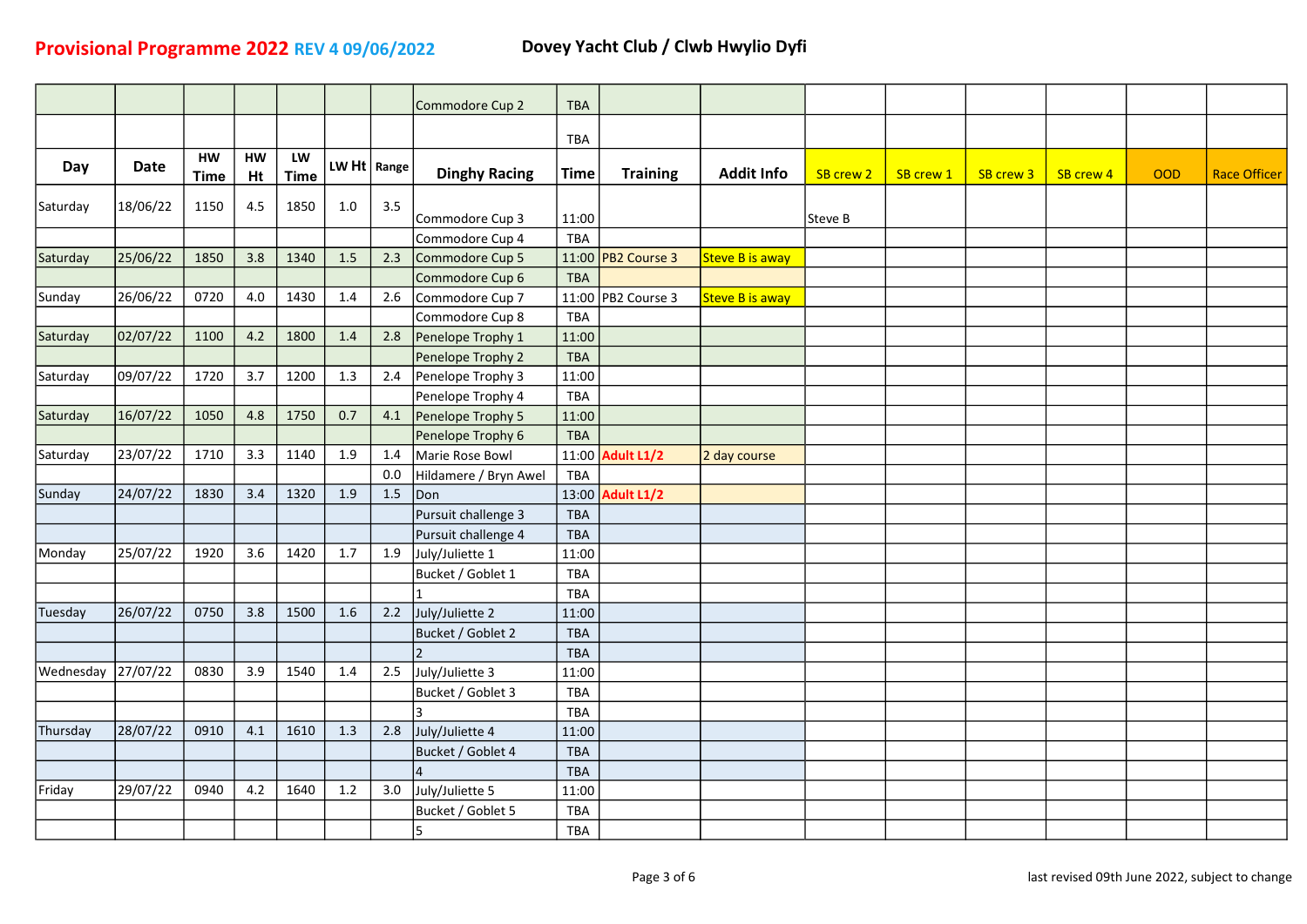**Provisional Programme 2022** REV 4 09/06/2022

**Dovey Yacht Club / Clwb Hwylio Dyfi**

| | | | | | | | | | | | | | | | | |
|---|---|---|---|---|---|---|---|---|---|---|---|---|---|---|---|---|
| | | | | | | | Commodore Cup 2 | TBA | | | | | | | | |
| | | | | | | | | TBA | | | | | | | | |
| **Day** | **Date** | **HW Time** | **HW Ht** | **LW Time** | **LW Ht** | **Range** | **Dinghy Racing** | **Time** | **Training** | **Addit Info** | SB crew 2 | SB crew 1 | SB crew 3 | SB crew 4 | OOD | Race Officer |
| Saturday | 18/06/22 | 1150 | 4.5 | 1850 | 1.0 | 3.5 | Commodore Cup 3 | 11:00 | | | Steve B | | | | | |
| | | | | | | | Commodore Cup 4 | TBA | | | | | | | | |
| Saturday | 25/06/22 | 1850 | 3.8 | 1340 | 1.5 | 2.3 | Commodore Cup 5 | 11:00 | PB2 Course 3 | Steve B is away | | | | | | |
| | | | | | | | Commodore Cup 6 | TBA | | | | | | | | |
| Sunday | 26/06/22 | 0720 | 4.0 | 1430 | 1.4 | 2.6 | Commodore Cup 7 | 11:00 | PB2 Course 3 | Steve B is away | | | | | | |
| | | | | | | | Commodore Cup 8 | TBA | | | | | | | | |
| Saturday | 02/07/22 | 1100 | 4.2 | 1800 | 1.4 | 2.8 | Penelope Trophy 1 | 11:00 | | | | | | | | |
| | | | | | | | Penelope Trophy 2 | TBA | | | | | | | | |
| Saturday | 09/07/22 | 1720 | 3.7 | 1200 | 1.3 | 2.4 | Penelope Trophy 3 | 11:00 | | | | | | | | |
| | | | | | | | Penelope Trophy 4 | TBA | | | | | | | | |
| Saturday | 16/07/22 | 1050 | 4.8 | 1750 | 0.7 | 4.1 | Penelope Trophy 5 | 11:00 | | | | | | | | |
| | | | | | | | Penelope Trophy 6 | TBA | | | | | | | | |
| Saturday | 23/07/22 | 1710 | 3.3 | 1140 | 1.9 | 1.4 | Marie Rose Bowl | 11:00 | Adult L1/2 | 2 day course | | | | | | |
| | | | | | | 0.0 | Hildamere / Bryn Awel | TBA | | | | | | | | |
| Sunday | 24/07/22 | 1830 | 3.4 | 1320 | 1.9 | 1.5 | Don | 13:00 | Adult L1/2 | | | | | | | |
| | | | | | | | Pursuit challenge 3 | TBA | | | | | | | | |
| | | | | | | | Pursuit challenge 4 | TBA | | | | | | | | |
| Monday | 25/07/22 | 1920 | 3.6 | 1420 | 1.7 | 1.9 | July/Juliette 1 | 11:00 | | | | | | | | |
| | | | | | | | Bucket / Goblet 1 | TBA | | | | | | | | |
| | | | | | | | 1 | TBA | | | | | | | | |
| Tuesday | 26/07/22 | 0750 | 3.8 | 1500 | 1.6 | 2.2 | July/Juliette 2 | 11:00 | | | | | | | | |
| | | | | | | | Bucket / Goblet 2 | TBA | | | | | | | | |
| | | | | | | | 2 | TBA | | | | | | | | |
| Wednesday | 27/07/22 | 0830 | 3.9 | 1540 | 1.4 | 2.5 | July/Juliette 3 | 11:00 | | | | | | | | |
| | | | | | | | Bucket / Goblet 3 | TBA | | | | | | | | |
| | | | | | | | 3 | TBA | | | | | | | | |
| Thursday | 28/07/22 | 0910 | 4.1 | 1610 | 1.3 | 2.8 | July/Juliette 4 | 11:00 | | | | | | | | |
| | | | | | | | Bucket / Goblet 4 | TBA | | | | | | | | |
| | | | | | | | 4 | TBA | | | | | | | | |
| Friday | 29/07/22 | 0940 | 4.2 | 1640 | 1.2 | 3.0 | July/Juliette 5 | 11:00 | | | | | | | | |
| | | | | | | | Bucket / Goblet 5 | TBA | | | | | | | | |
| | | | | | | | 5 | TBA | | | | | | | | |

last revised 09th June 2022, subject to change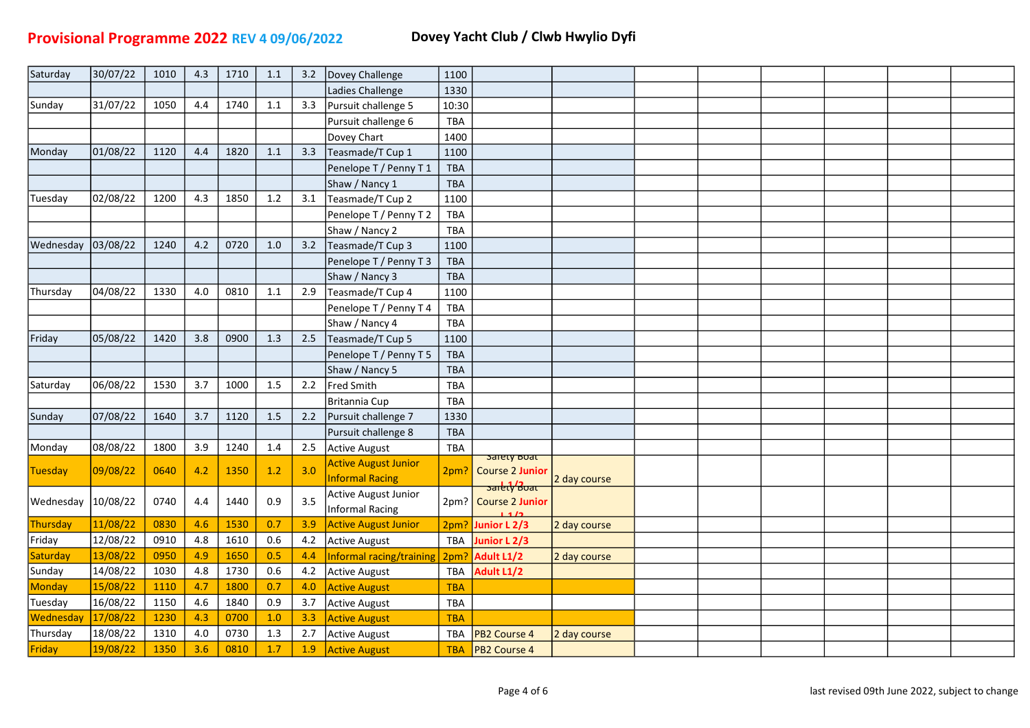# Provisional Programme 2022 REV 4 09/06/2022

## Dovey Yacht Club / Clwb Hwylio Dyfi

| | | | | | | | | | | | | | | | | | |
|---|---|---|---|---|---|---|---|---|---|---|---|---|---|---|---|---|---|
| Saturday | 30/07/22 | 1010 | 4.3 | 1710 | 1.1 | 3.2 | Dovey Challenge | 1100 | | | | | | | | | |
| | | | | | | | Ladies Challenge | 1330 | | | | | | | | | |
| Sunday | 31/07/22 | 1050 | 4.4 | 1740 | 1.1 | 3.3 | Pursuit challenge 5 | 10:30 | | | | | | | | | |
| | | | | | | | Pursuit challenge 6 | TBA | | | | | | | | | |
| | | | | | | | Dovey Chart | 1400 | | | | | | | | | |
| Monday | 01/08/22 | 1120 | 4.4 | 1820 | 1.1 | 3.3 | Teasmade/T Cup 1 | 1100 | | | | | | | | | |
| | | | | | | | Penelope T / Penny T 1 | TBA | | | | | | | | | |
| | | | | | | | Shaw / Nancy 1 | TBA | | | | | | | | | |
| Tuesday | 02/08/22 | 1200 | 4.3 | 1850 | 1.2 | 3.1 | Teasmade/T Cup 2 | 1100 | | | | | | | | | |
| | | | | | | | Penelope T / Penny T 2 | TBA | | | | | | | | | |
| | | | | | | | Shaw / Nancy 2 | TBA | | | | | | | | | |
| Wednesday | 03/08/22 | 1240 | 4.2 | 0720 | 1.0 | 3.2 | Teasmade/T Cup 3 | 1100 | | | | | | | | | |
| | | | | | | | Penelope T / Penny T 3 | TBA | | | | | | | | | |
| | | | | | | | Shaw / Nancy 3 | TBA | | | | | | | | | |
| Thursday | 04/08/22 | 1330 | 4.0 | 0810 | 1.1 | 2.9 | Teasmade/T Cup 4 | 1100 | | | | | | | | | |
| | | | | | | | Penelope T / Penny T 4 | TBA | | | | | | | | | |
| | | | | | | | Shaw / Nancy 4 | TBA | | | | | | | | | |
| Friday | 05/08/22 | 1420 | 3.8 | 0900 | 1.3 | 2.5 | Teasmade/T Cup 5 | 1100 | | | | | | | | | |
| | | | | | | | Penelope T / Penny T 5 | TBA | | | | | | | | | |
| | | | | | | | Shaw / Nancy 5 | TBA | | | | | | | | | |
| Saturday | 06/08/22 | 1530 | 3.7 | 1000 | 1.5 | 2.2 | Fred Smith | TBA | | | | | | | | | |
| | | | | | | | Britannia Cup | TBA | | | | | | | | | |
| Sunday | 07/08/22 | 1640 | 3.7 | 1120 | 1.5 | 2.2 | Pursuit challenge 7 | 1330 | | | | | | | | | |
| | | | | | | | Pursuit challenge 8 | TBA | | | | | | | | | |
| Monday | 08/08/22 | 1800 | 3.9 | 1240 | 1.4 | 2.5 | Active August | TBA | | | | | | | | | |
| Tuesday | 09/08/22 | 0640 | 4.2 | 1350 | 1.2 | 3.0 | Active August Junior Informal Racing | 2pm? | Safety Boat Course 2 **Junior L1/2** | 2 day course | | | | | | | |
| Wednesday | 10/08/22 | 0740 | 4.4 | 1440 | 0.9 | 3.5 | Active August Junior Informal Racing | 2pm? | Safety Boat Course 2 **Junior L1/2** | | | | | | | | |
| Thursday | 11/08/22 | 0830 | 4.6 | 1530 | 0.7 | 3.9 | Active August Junior | 2pm? | **Junior L 2/3** | 2 day course | | | | | | | |
| Friday | 12/08/22 | 0910 | 4.8 | 1610 | 0.6 | 4.2 | Active August | TBA | **Junior L 2/3** | | | | | | | | |
| Saturday | 13/08/22 | 0950 | 4.9 | 1650 | 0.5 | 4.4 | Informal racing/training | 2pm? | **Adult L1/2** | 2 day course | | | | | | | |
| Sunday | 14/08/22 | 1030 | 4.8 | 1730 | 0.6 | 4.2 | Active August | TBA | **Adult L1/2** | | | | | | | | |
| Monday | 15/08/22 | 1110 | 4.7 | 1800 | 0.7 | 4.0 | Active August | TBA | | | | | | | | | |
| Tuesday | 16/08/22 | 1150 | 4.6 | 1840 | 0.9 | 3.7 | Active August | TBA | | | | | | | | | |
| Wednesday | 17/08/22 | 1230 | 4.3 | 0700 | 1.0 | 3.3 | Active August | TBA | | | | | | | | | |
| Thursday | 18/08/22 | 1310 | 4.0 | 0730 | 1.3 | 2.7 | Active August | TBA | PB2 Course 4 | 2 day course | | | | | | | |
| Friday | 19/08/22 | 1350 | 3.6 | 0810 | 1.7 | 1.9 | Active August | TBA | PB2 Course 4 | | | | | | | | |

last revised 09th June 2022, subject to change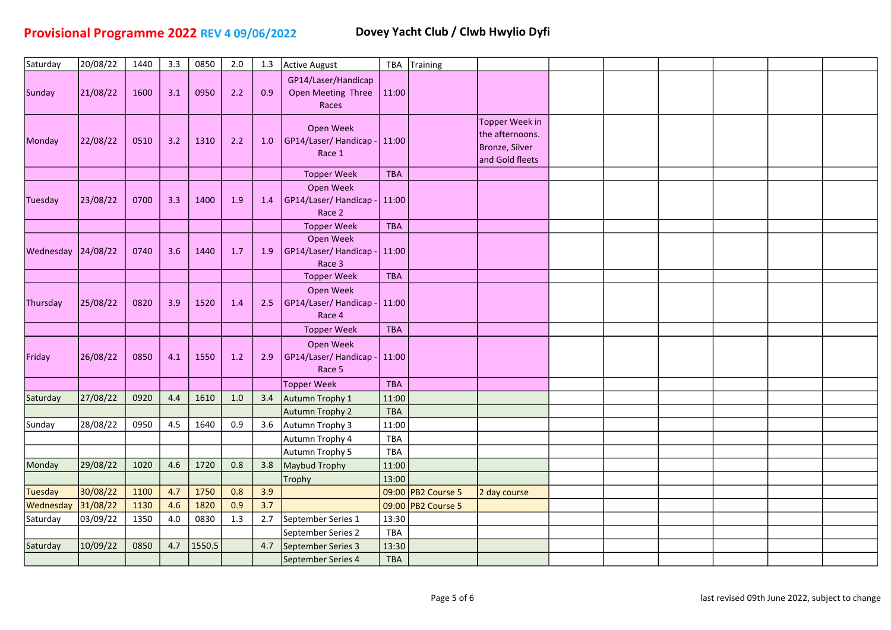# Provisional Programme 2022 REV 4 09/06/2022

## Dovey Yacht Club / Clwb Hwylio Dyfi

| | | | | | | | | | | | | | | | | | |
|---|---|---|---|---|---|---|---|---|---|---|---|---|---|---|---|---|---|
| Saturday | 20/08/22 | 1440 | 3.3 | 0850 | 2.0 | 1.3 | Active August | TBA | Training | | | | | | | | |
| Sunday | 21/08/22 | 1600 | 3.1 | 0950 | 2.2 | 0.9 | GP14/Laser/Handicap Open Meeting Three Races | 11:00 | | | | | | | | | |
| Monday | 22/08/22 | 0510 | 3.2 | 1310 | 2.2 | 1.0 | Open Week GP14/Laser/ Handicap - Race 1 | 11:00 | | Topper Week in the afternoons. Bronze, Silver and Gold fleets | | | | | | | |
| | | | | | | | Topper Week | TBA | | | | | | | | | |
| Tuesday | 23/08/22 | 0700 | 3.3 | 1400 | 1.9 | 1.4 | Open Week GP14/Laser/ Handicap - Race 2 | 11:00 | | | | | | | | | |
| | | | | | | | Topper Week | TBA | | | | | | | | | |
| Wednesday | 24/08/22 | 0740 | 3.6 | 1440 | 1.7 | 1.9 | Open Week GP14/Laser/ Handicap - Race 3 | 11:00 | | | | | | | | | |
| | | | | | | | Topper Week | TBA | | | | | | | | | |
| Thursday | 25/08/22 | 0820 | 3.9 | 1520 | 1.4 | 2.5 | Open Week GP14/Laser/ Handicap - Race 4 | 11:00 | | | | | | | | | |
| | | | | | | | Topper Week | TBA | | | | | | | | | |
| Friday | 26/08/22 | 0850 | 4.1 | 1550 | 1.2 | 2.9 | Open Week GP14/Laser/ Handicap - Race 5 | 11:00 | | | | | | | | | |
| | | | | | | | Topper Week | TBA | | | | | | | | | |
| Saturday | 27/08/22 | 0920 | 4.4 | 1610 | 1.0 | 3.4 | Autumn Trophy 1 | 11:00 | | | | | | | | | |
| | | | | | | | Autumn Trophy 2 | TBA | | | | | | | | | |
| Sunday | 28/08/22 | 0950 | 4.5 | 1640 | 0.9 | 3.6 | Autumn Trophy 3 | 11:00 | | | | | | | | | |
| | | | | | | | Autumn Trophy 4 | TBA | | | | | | | | | |
| | | | | | | | Autumn Trophy 5 | TBA | | | | | | | | | |
| Monday | 29/08/22 | 1020 | 4.6 | 1720 | 0.8 | 3.8 | Maybud Trophy | 11:00 | | | | | | | | | |
| | | | | | | | Trophy | 13:00 | | | | | | | | | |
| Tuesday | 30/08/22 | 1100 | 4.7 | 1750 | 0.8 | 3.9 | | 09:00 | PB2 Course 5 | 2 day course | | | | | | | |
| Wednesday | 31/08/22 | 1130 | 4.6 | 1820 | 0.9 | 3.7 | | 09:00 | PB2 Course 5 | | | | | | | | |
| Saturday | 03/09/22 | 1350 | 4.0 | 0830 | 1.3 | 2.7 | September Series 1 | 13:30 | | | | | | | | | |
| | | | | | | | September Series 2 | TBA | | | | | | | | | |
| Saturday | 10/09/22 | 0850 | 4.7 | 1550.5 | | 4.7 | September Series 3 | 13:30 | | | | | | | | | |
| | | | | | | | September Series 4 | TBA | | | | | | | | | |

last revised 09th June 2022, subject to change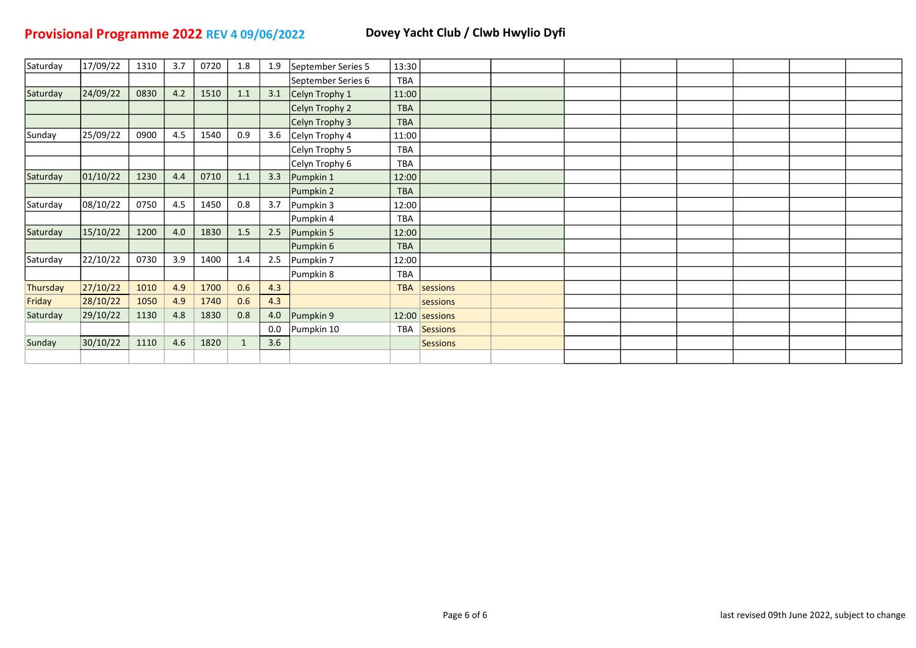| | | | | | | | | | | | | | | | | |
|---|---|---|---|---|---|---|---|---|---|---|---|---|---|---|---|---|
| Saturday | 17/09/22 | 1310 | 3.7 | 0720 | 1.8 | 1.9 | September Series 5 | 13:30 | | | | | | | | |
| | | | | | | | September Series 6 | TBA | | | | | | | | |
| Saturday | 24/09/22 | 0830 | 4.2 | 1510 | 1.1 | 3.1 | Celyn Trophy 1 | 11:00 | | | | | | | | |
| | | | | | | | Celyn Trophy 2 | TBA | | | | | | | | |
| | | | | | | | Celyn Trophy 3 | TBA | | | | | | | | |
| Sunday | 25/09/22 | 0900 | 4.5 | 1540 | 0.9 | 3.6 | Celyn Trophy 4 | 11:00 | | | | | | | | |
| | | | | | | | Celyn Trophy 5 | TBA | | | | | | | | |
| | | | | | | | Celyn Trophy 6 | TBA | | | | | | | | |
| Saturday | 01/10/22 | 1230 | 4.4 | 0710 | 1.1 | 3.3 | Pumpkin 1 | 12:00 | | | | | | | | |
| | | | | | | | Pumpkin 2 | TBA | | | | | | | | |
| Saturday | 08/10/22 | 0750 | 4.5 | 1450 | 0.8 | 3.7 | Pumpkin 3 | 12:00 | | | | | | | | |
| | | | | | | | Pumpkin 4 | TBA | | | | | | | | |
| Saturday | 15/10/22 | 1200 | 4.0 | 1830 | 1.5 | 2.5 | Pumpkin 5 | 12:00 | | | | | | | | |
| | | | | | | | Pumpkin 6 | TBA | | | | | | | | |
| Saturday | 22/10/22 | 0730 | 3.9 | 1400 | 1.4 | 2.5 | Pumpkin 7 | 12:00 | | | | | | | | |
| | | | | | | | Pumpkin 8 | TBA | | | | | | | | |
| Thursday | 27/10/22 | 1010 | 4.9 | 1700 | 0.6 | 4.3 | | TBA | sessions | | | | | | | |
| Friday | 28/10/22 | 1050 | 4.9 | 1740 | 0.6 | 4.3 | | | sessions | | | | | | | |
| Saturday | 29/10/22 | 1130 | 4.8 | 1830 | 0.8 | 4.0 | Pumpkin 9 | 12:00 | sessions | | | | | | | |
| | | | | | | 0.0 | Pumpkin 10 | TBA | Sessions | | | | | | | |
| Sunday | 30/10/22 | 1110 | 4.6 | 1820 | 1 | 3.6 | | | Sessions | | | | | | | |
| | | | | | | | | | | | | | | | | |